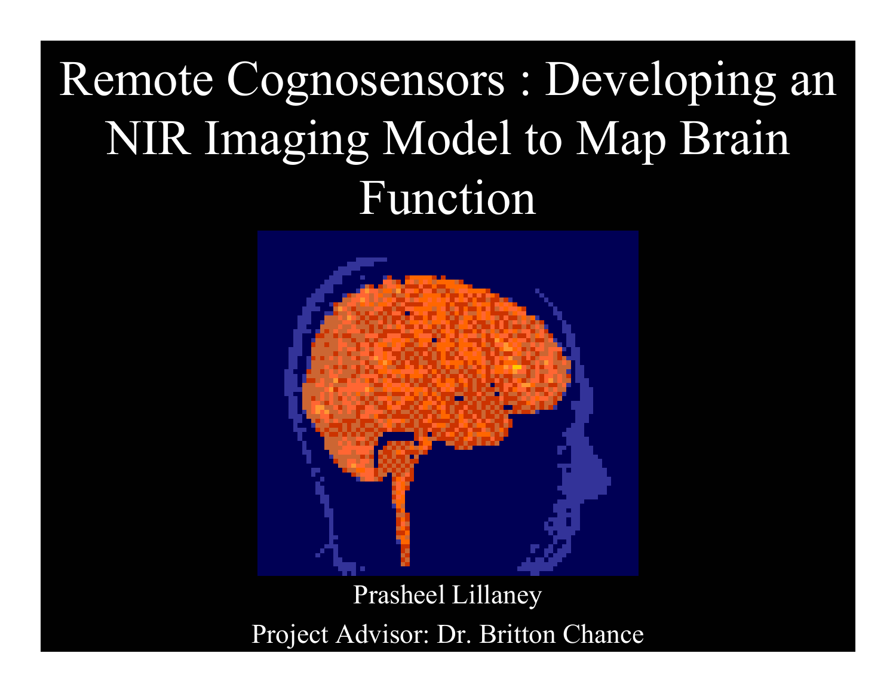# Remote Cognosensors : Developing an NIR Imaging Model to Map Brain Function

Prasheel Lillaney

Project Advisor: Dr. Britton Chance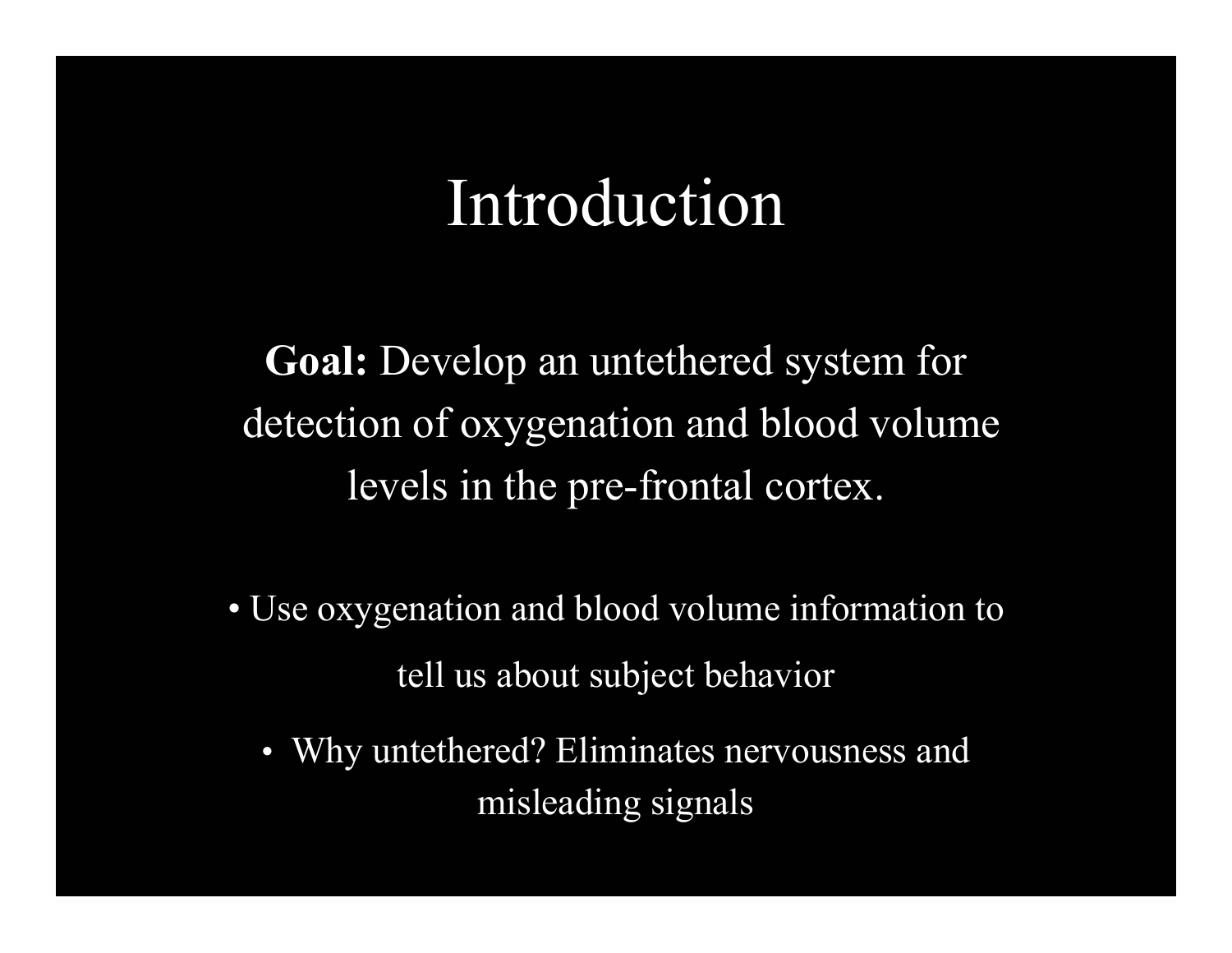# Introduction

**Goal:** Develop an untethered system for detection of oxygenation and blood volume levels in the pre-frontal cortex.

- Use oxygenation and blood volume information to tell us about subject behavior
- Why untethered? Eliminates nervousness and misleading signals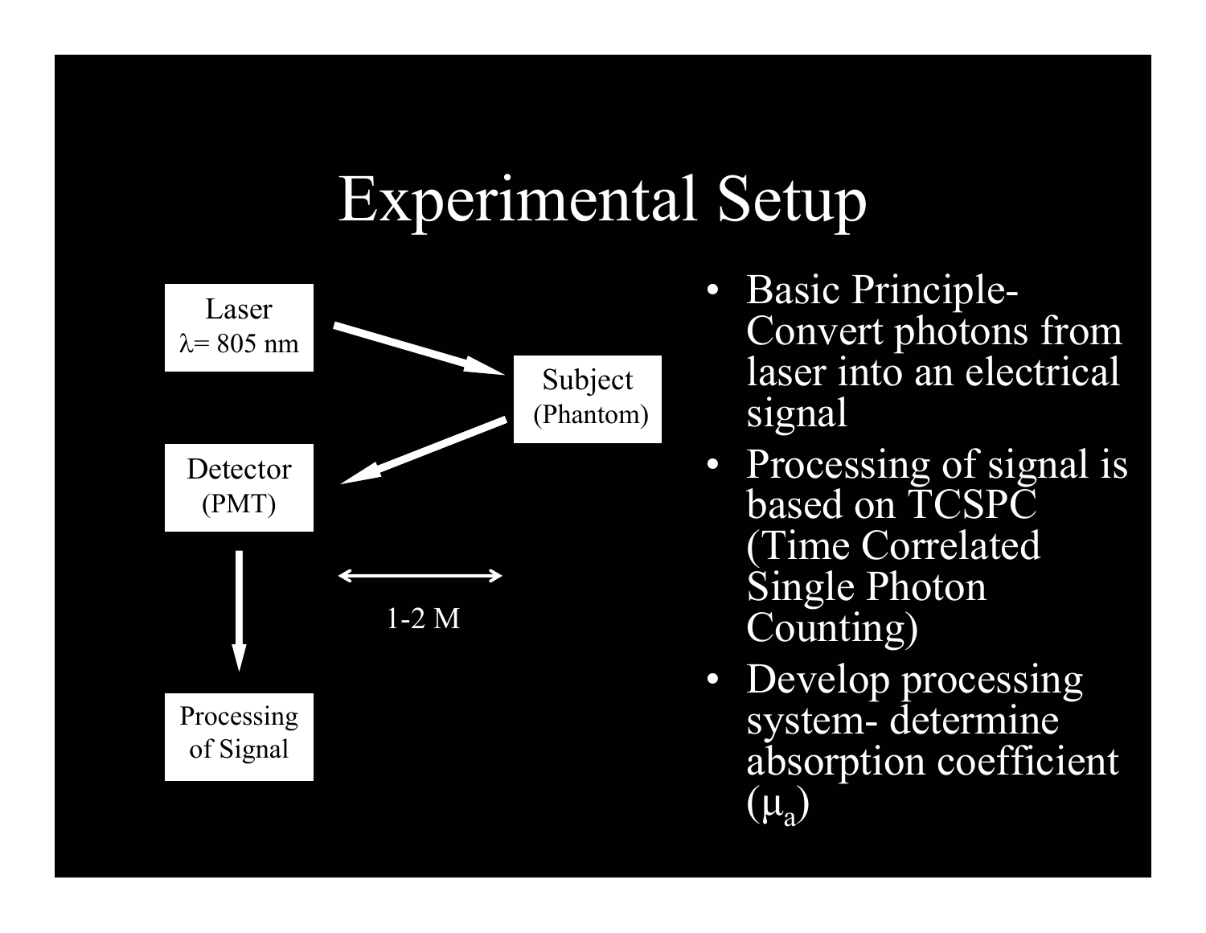# Experimental Setup

Laser
$\lambda$= 805 nm

Subject
(Phantom)

Detector
(PMT)

1-2 M

Processing
of Signal

- Basic Principle- Convert photons from laser into an electrical signal
- Processing of signal is based on TCSPC (Time Correlated Single Photon Counting)
- Develop processing system- determine absorption coefficient ($\mu_a$)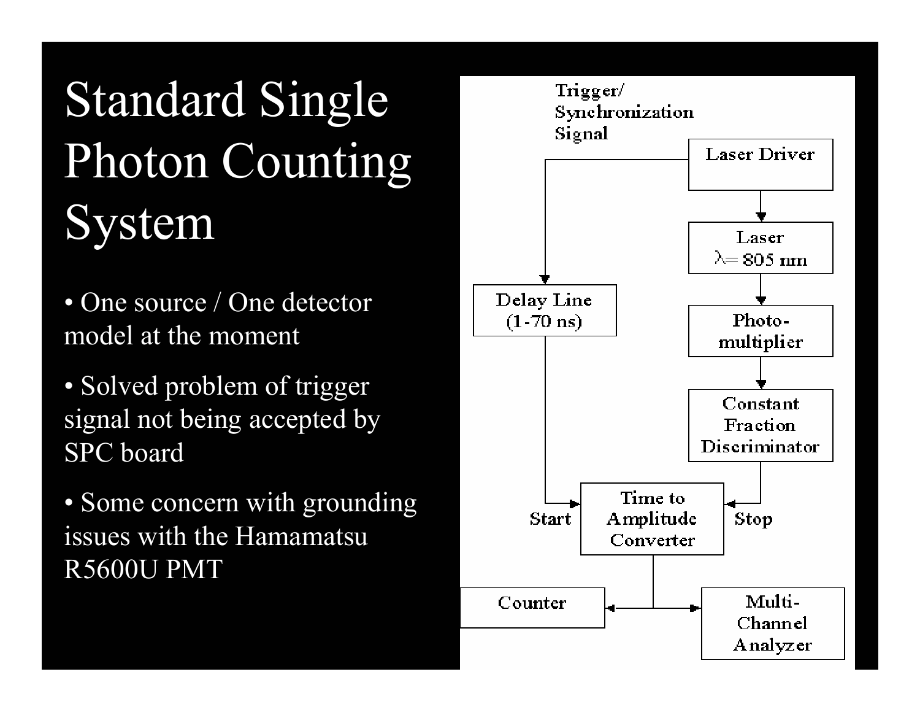# Standard Single Photon Counting System

- One source / One detector model at the moment
- Solved problem of trigger signal not being accepted by SPC board
- Some concern with grounding issues with the Hamamatsu R5600U PMT

Trigger/
Synchronization
Signal

Laser Driver

Laser
$\lambda$= 805 nm

Photo-
multiplier

Constant
Fraction
Discriminator

Delay Line
(1-70 ns)

Start

Time to
Amplitude
Converter

Stop

Counter

Multi-
Channel
Analyzer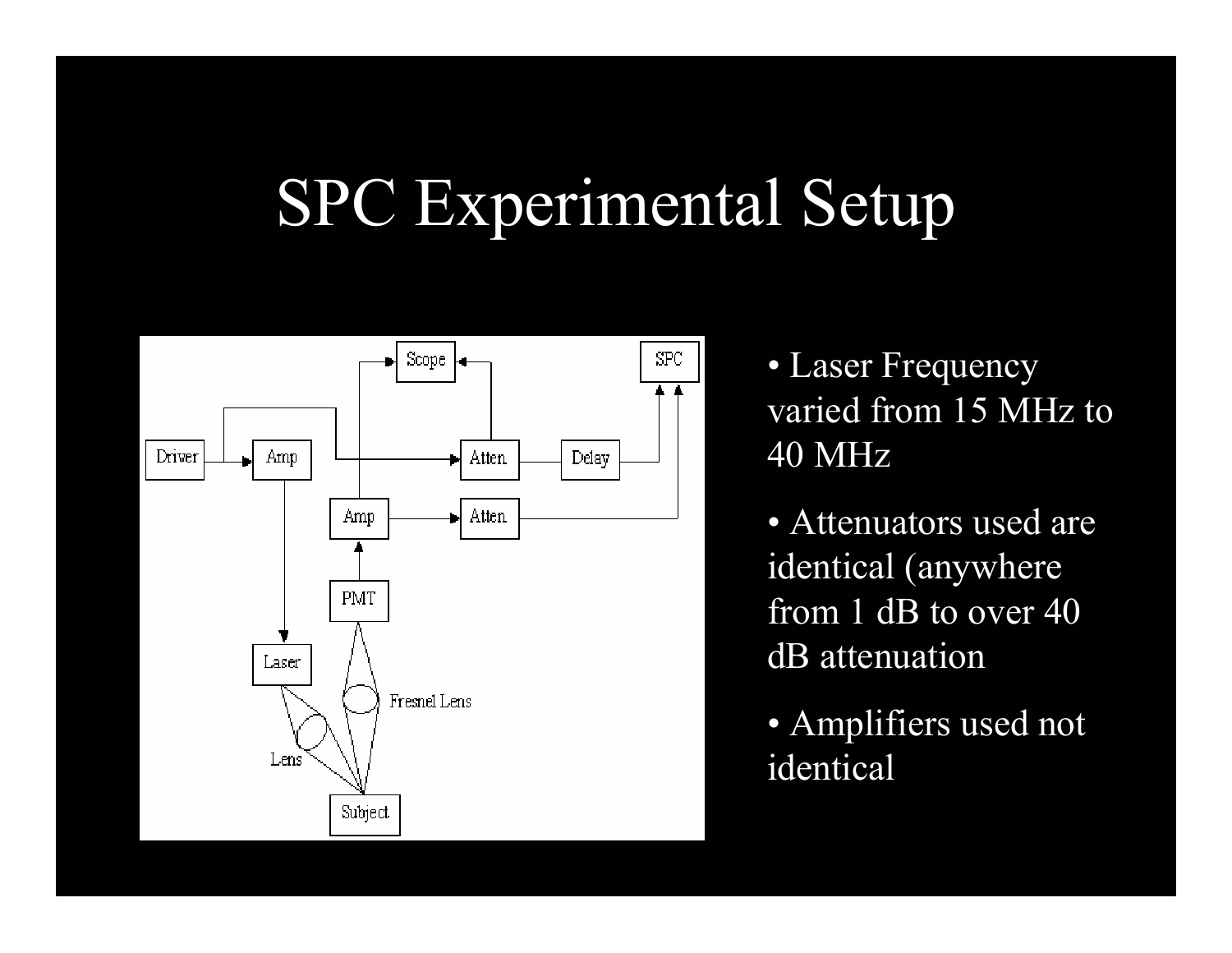# SPC Experimental Setup

- Laser Frequency varied from 15 MHz to 40 MHz
- Attenuators used are identical (anywhere from 1 dB to over 40 dB attenuation
- Amplifiers used not identical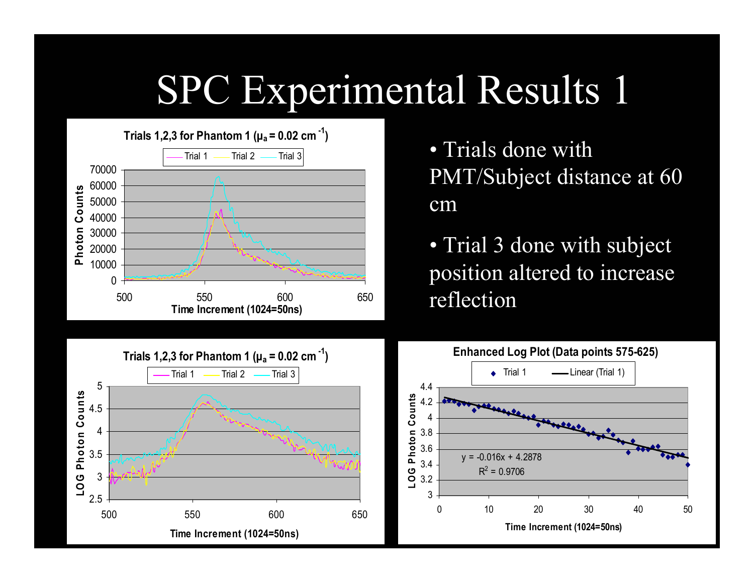# SPC Experimental Results 1

- Trials done with PMT/Subject distance at 60 cm
- Trial 3 done with subject position altered to increase reflection

**Trials 1,2,3 for Phantom 1 ($\mu_a$ = 0.02 cm$^{-1}$)**

Legend: Trial 1, Trial 2, Trial 3

Y-axis: Photon Counts (0–70000); X-axis: Time Increment (1024=50ns) (500–650)

**Trials 1,2,3 for Phantom 1 ($\mu_a$ = 0.02 cm$^{-1}$)**

Legend: Trial 1, Trial 2, Trial 3

Y-axis: LOG Photon Counts (2.5–5); X-axis: Time Increment (1024=50ns) (500–650)

**Enhanced Log Plot (Data points 575-625)**

Legend: Trial 1, Linear (Trial 1)

$y = -0.016x + 4.2878$

$R^2 = 0.9706$

Y-axis: LOG Photon Counts (3–4.4); X-axis: Time Increment (1024=50ns) (0–50)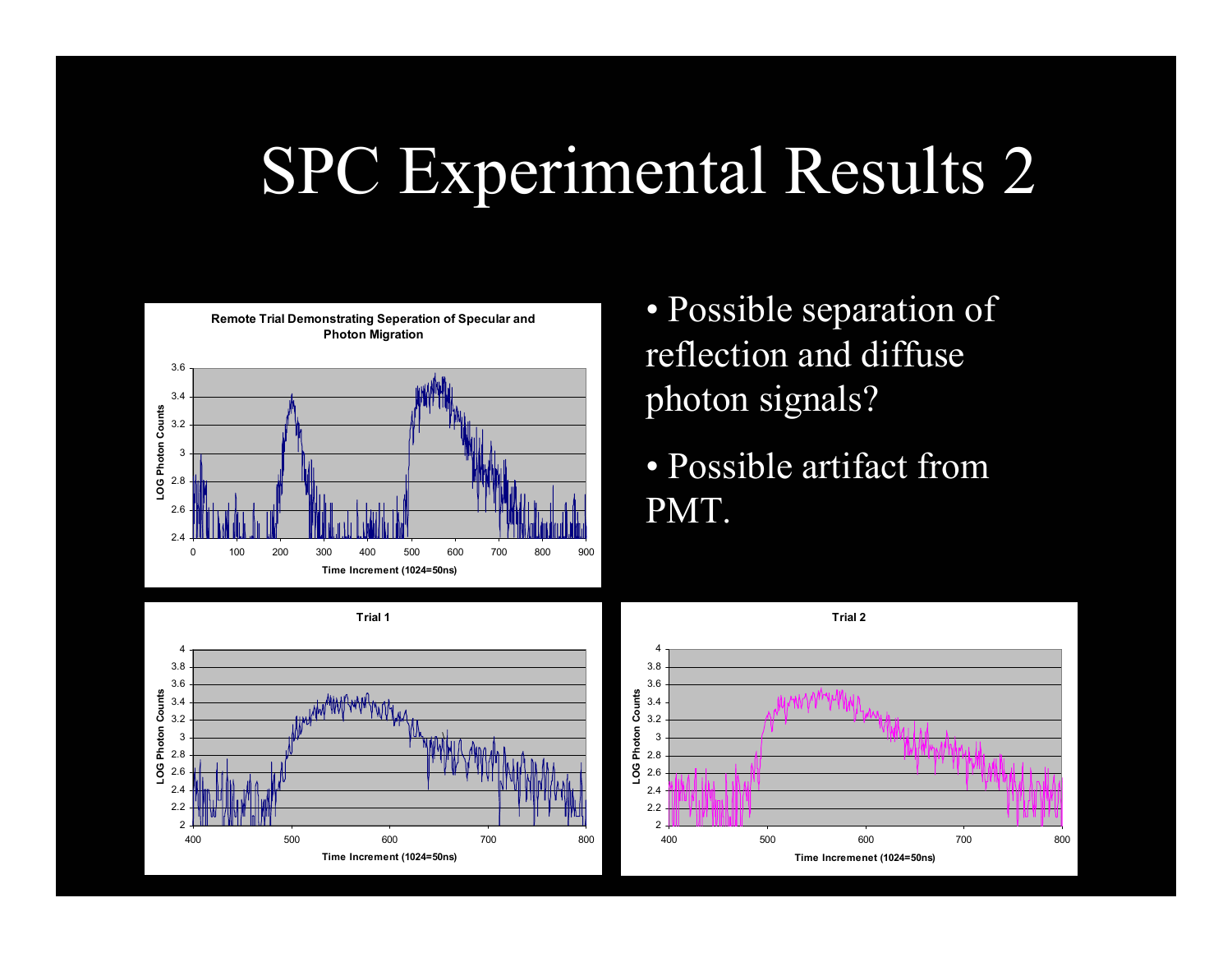# SPC Experimental Results 2

**Remote Trial Demonstrating Seperation of Specular and Photon Migration**

LOG Photon Counts (y-axis: 2.4–3.6); Time Increment (1024=50ns) (x-axis: 0–900)

- Possible separation of reflection and diffuse photon signals?
- Possible artifact from PMT.

**Trial 1**

LOG Photon Counts (y-axis: 2–4); Time Increment (1024=50ns) (x-axis: 400–800)

**Trial 2**

LOG Photon Counts (y-axis: 2–4); Time Incremenet (1024=50ns) (x-axis: 400–800)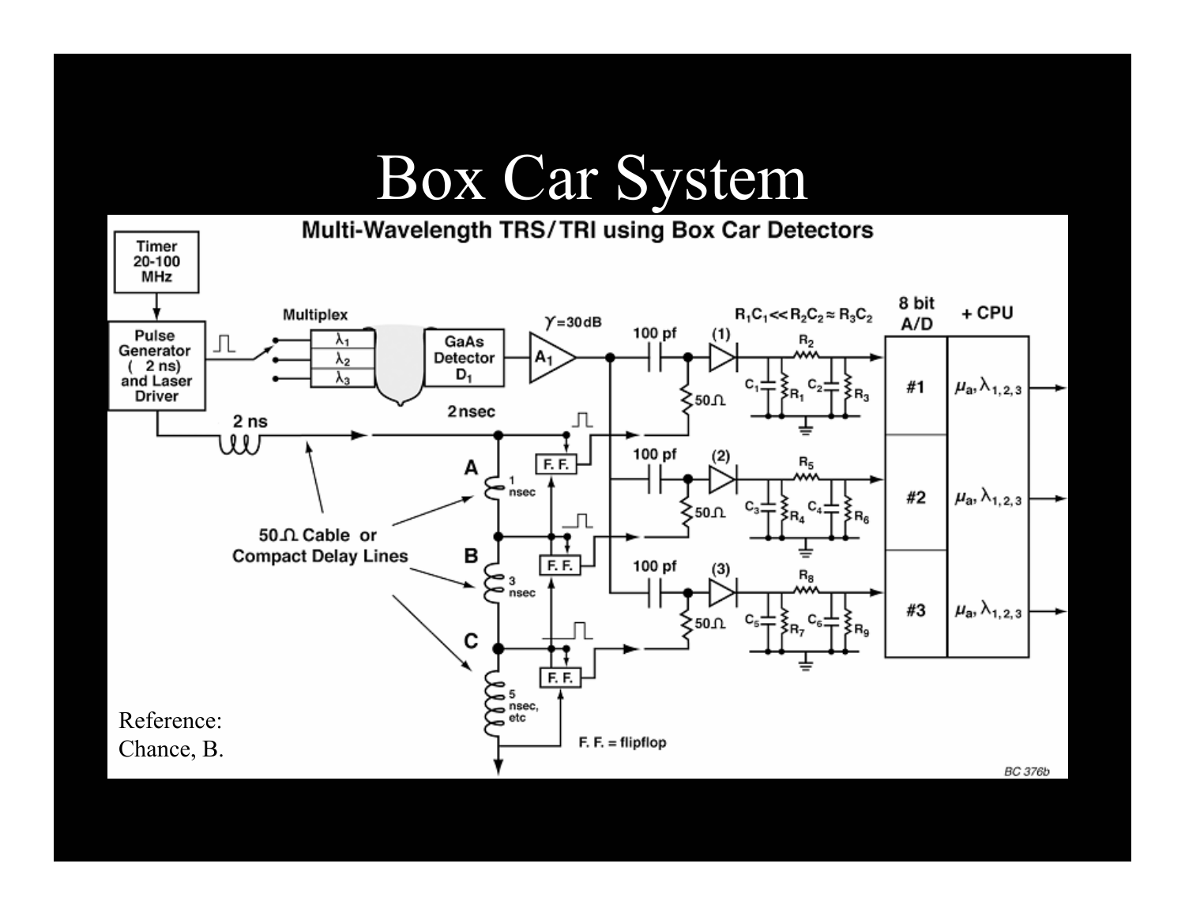# Box Car System

Multi-Wavelength TRS/TRI using Box Car Detectors

Reference: Chance, B.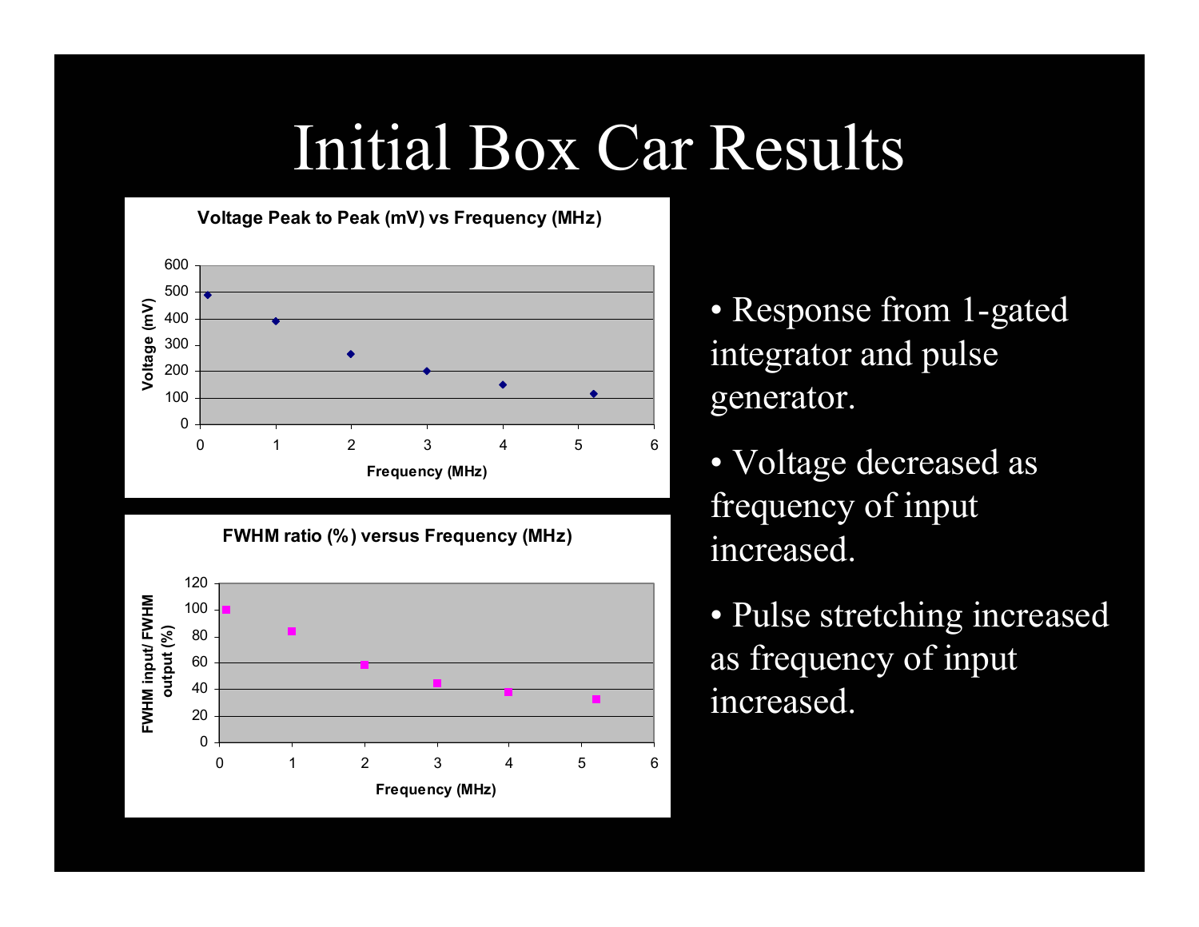# Initial Box Car Results

**Voltage Peak to Peak (mV) vs Frequency (MHz)**

**FWHM ratio (%) versus Frequency (MHz)**

- Response from 1-gated integrator and pulse generator.
- Voltage decreased as frequency of input increased.
- Pulse stretching increased as frequency of input increased.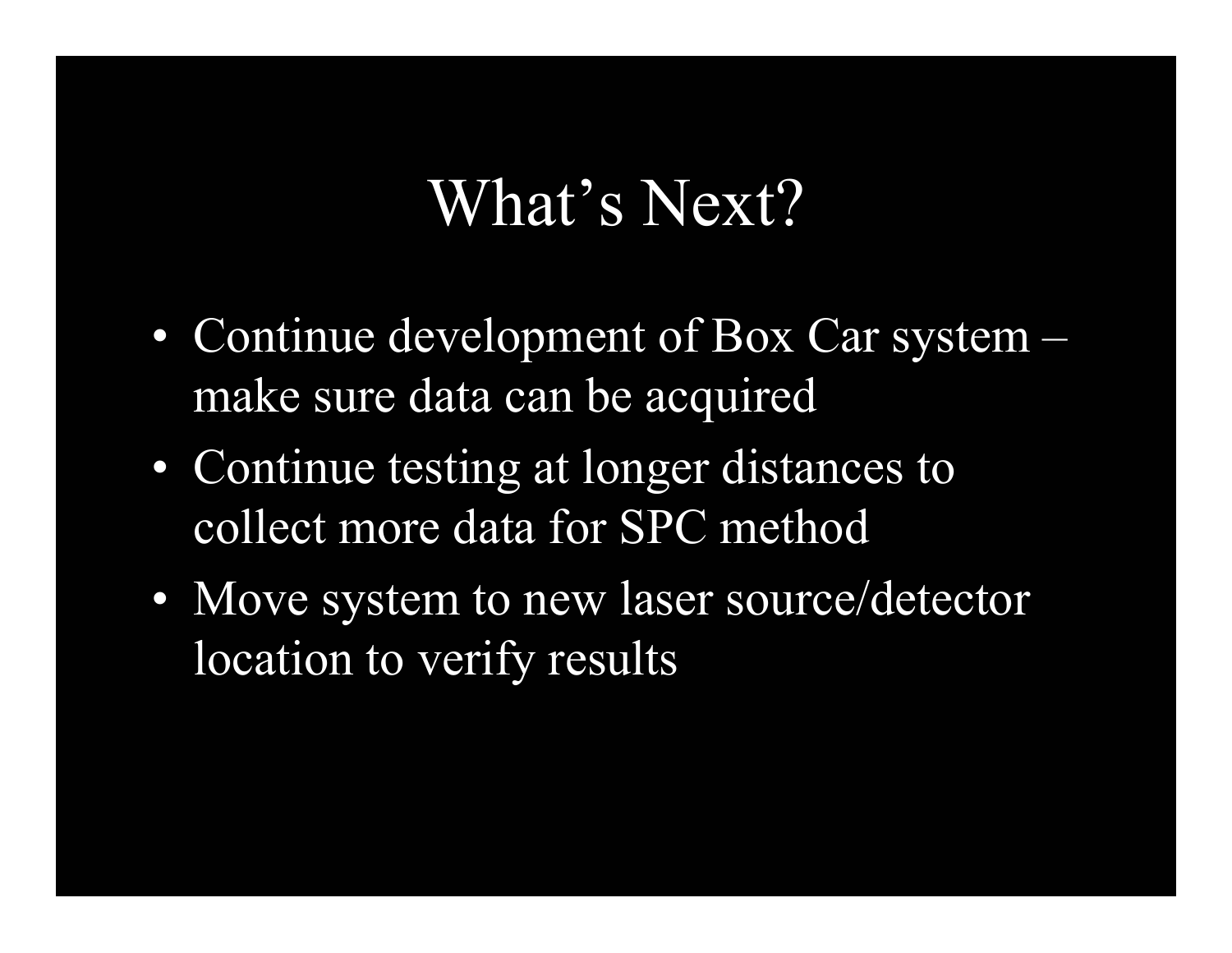# What's Next?

- Continue development of Box Car system – make sure data can be acquired
- Continue testing at longer distances to collect more data for SPC method
- Move system to new laser source/detector location to verify results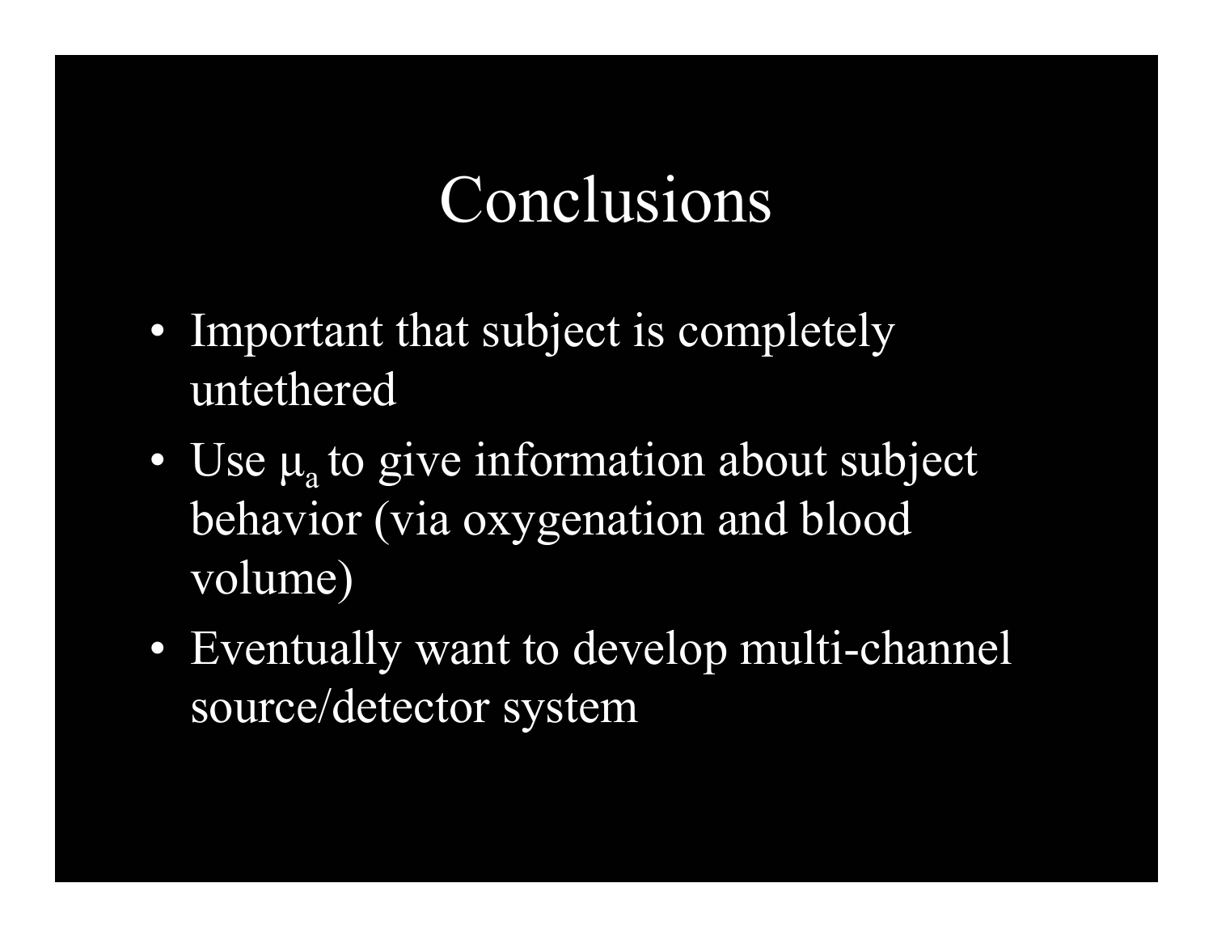# Conclusions

- Important that subject is completely untethered
- Use $\mu_a$ to give information about subject behavior (via oxygenation and blood volume)
- Eventually want to develop multi-channel source/detector system